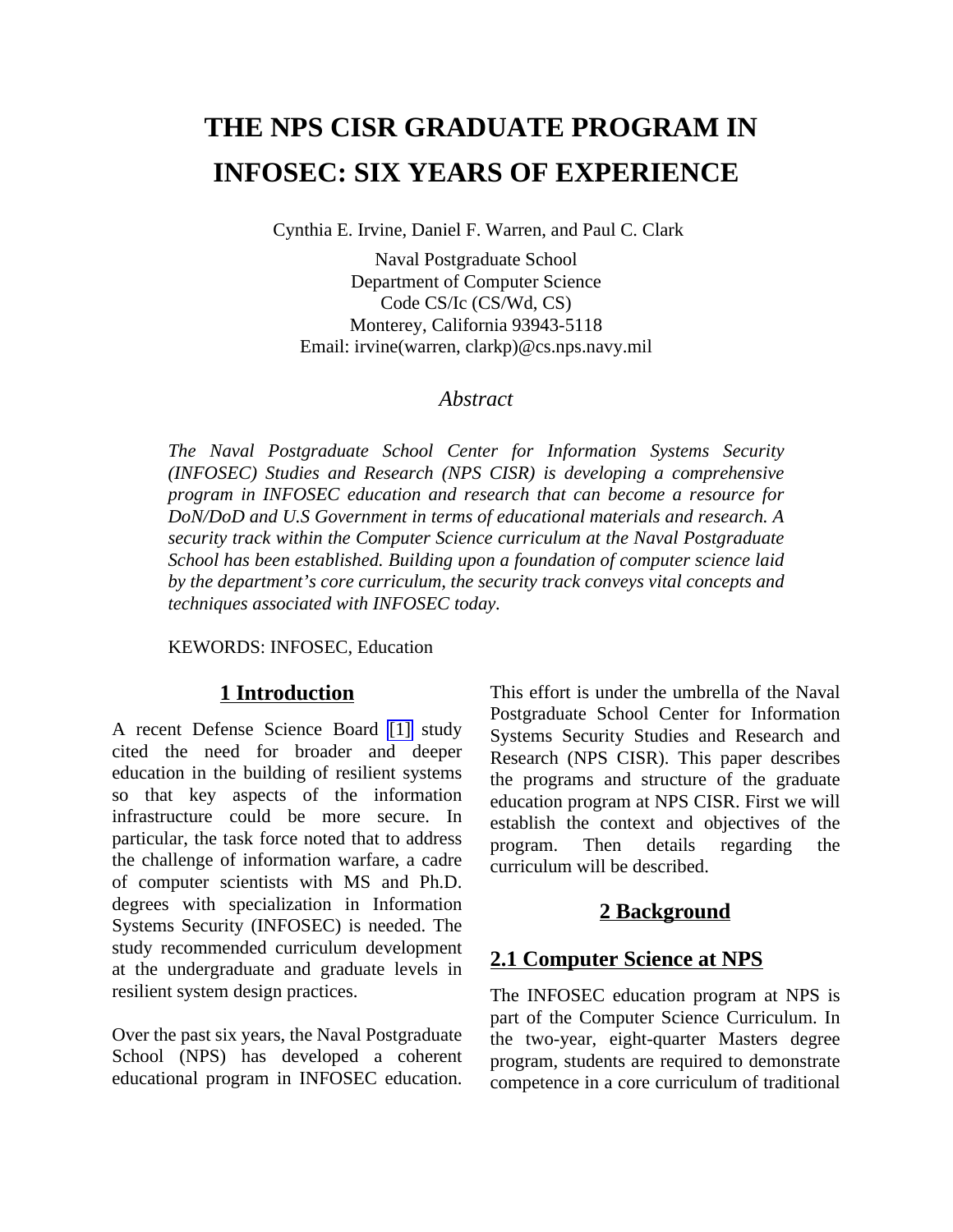# THE NPS CISR GRADUATE PROGRAM IN INFOSEC: SIX YEARS OF EXPERIENCE

Cynthia E. Irvine, Daniel F. Warren, and Paul C. Clark

Naval Postgraduate School
Department of Computer Science
Code CS/Ic (CS/Wd, CS)
Monterey, California 93943-5118
Email: irvine(warren, clarkp)@cs.nps.navy.mil

## *Abstract*

*The Naval Postgraduate School Center for Information Systems Security (INFOSEC) Studies and Research (NPS CISR) is developing a comprehensive program in INFOSEC education and research that can become a resource for DoN/DoD and U.S Government in terms of educational materials and research. A security track within the Computer Science curriculum at the Naval Postgraduate School has been established. Building upon a foundation of computer science laid by the department's core curriculum, the security track conveys vital concepts and techniques associated with INFOSEC today.*

KEWORDS: INFOSEC, Education

## 1 Introduction

A recent Defense Science Board [1] study cited the need for broader and deeper education in the building of resilient systems so that key aspects of the information infrastructure could be more secure. In particular, the task force noted that to address the challenge of information warfare, a cadre of computer scientists with MS and Ph.D. degrees with specialization in Information Systems Security (INFOSEC) is needed. The study recommended curriculum development at the undergraduate and graduate levels in resilient system design practices.

Over the past six years, the Naval Postgraduate School (NPS) has developed a coherent educational program in INFOSEC education. This effort is under the umbrella of the Naval Postgraduate School Center for Information Systems Security Studies and Research and Research (NPS CISR). This paper describes the programs and structure of the graduate education program at NPS CISR. First we will establish the context and objectives of the program. Then details regarding the curriculum will be described.

## 2 Background

### 2.1 Computer Science at NPS

The INFOSEC education program at NPS is part of the Computer Science Curriculum. In the two-year, eight-quarter Masters degree program, students are required to demonstrate competence in a core curriculum of traditional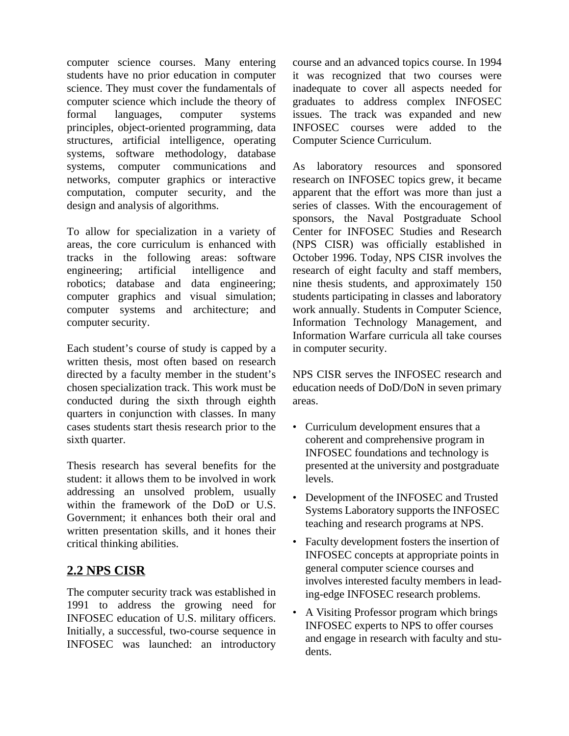computer science courses. Many entering students have no prior education in computer science. They must cover the fundamentals of computer science which include the theory of formal languages, computer systems principles, object-oriented programming, data structures, artificial intelligence, operating systems, software methodology, database systems, computer communications and networks, computer graphics or interactive computation, computer security, and the design and analysis of algorithms.

To allow for specialization in a variety of areas, the core curriculum is enhanced with tracks in the following areas: software engineering; artificial intelligence and robotics; database and data engineering; computer graphics and visual simulation; computer systems and architecture; and computer security.

Each student's course of study is capped by a written thesis, most often based on research directed by a faculty member in the student's chosen specialization track. This work must be conducted during the sixth through eighth quarters in conjunction with classes. In many cases students start thesis research prior to the sixth quarter.

Thesis research has several benefits for the student: it allows them to be involved in work addressing an unsolved problem, usually within the framework of the DoD or U.S. Government; it enhances both their oral and written presentation skills, and it hones their critical thinking abilities.

## 2.2 NPS CISR

The computer security track was established in 1991 to address the growing need for INFOSEC education of U.S. military officers. Initially, a successful, two-course sequence in INFOSEC was launched: an introductory course and an advanced topics course. In 1994 it was recognized that two courses were inadequate to cover all aspects needed for graduates to address complex INFOSEC issues. The track was expanded and new INFOSEC courses were added to the Computer Science Curriculum.

As laboratory resources and sponsored research on INFOSEC topics grew, it became apparent that the effort was more than just a series of classes. With the encouragement of sponsors, the Naval Postgraduate School Center for INFOSEC Studies and Research (NPS CISR) was officially established in October 1996. Today, NPS CISR involves the research of eight faculty and staff members, nine thesis students, and approximately 150 students participating in classes and laboratory work annually. Students in Computer Science, Information Technology Management, and Information Warfare curricula all take courses in computer security.

NPS CISR serves the INFOSEC research and education needs of DoD/DoN in seven primary areas.

- Curriculum development ensures that a coherent and comprehensive program in INFOSEC foundations and technology is presented at the university and postgraduate levels.
- Development of the INFOSEC and Trusted Systems Laboratory supports the INFOSEC teaching and research programs at NPS.
- Faculty development fosters the insertion of INFOSEC concepts at appropriate points in general computer science courses and involves interested faculty members in leading-edge INFOSEC research problems.
- A Visiting Professor program which brings INFOSEC experts to NPS to offer courses and engage in research with faculty and students.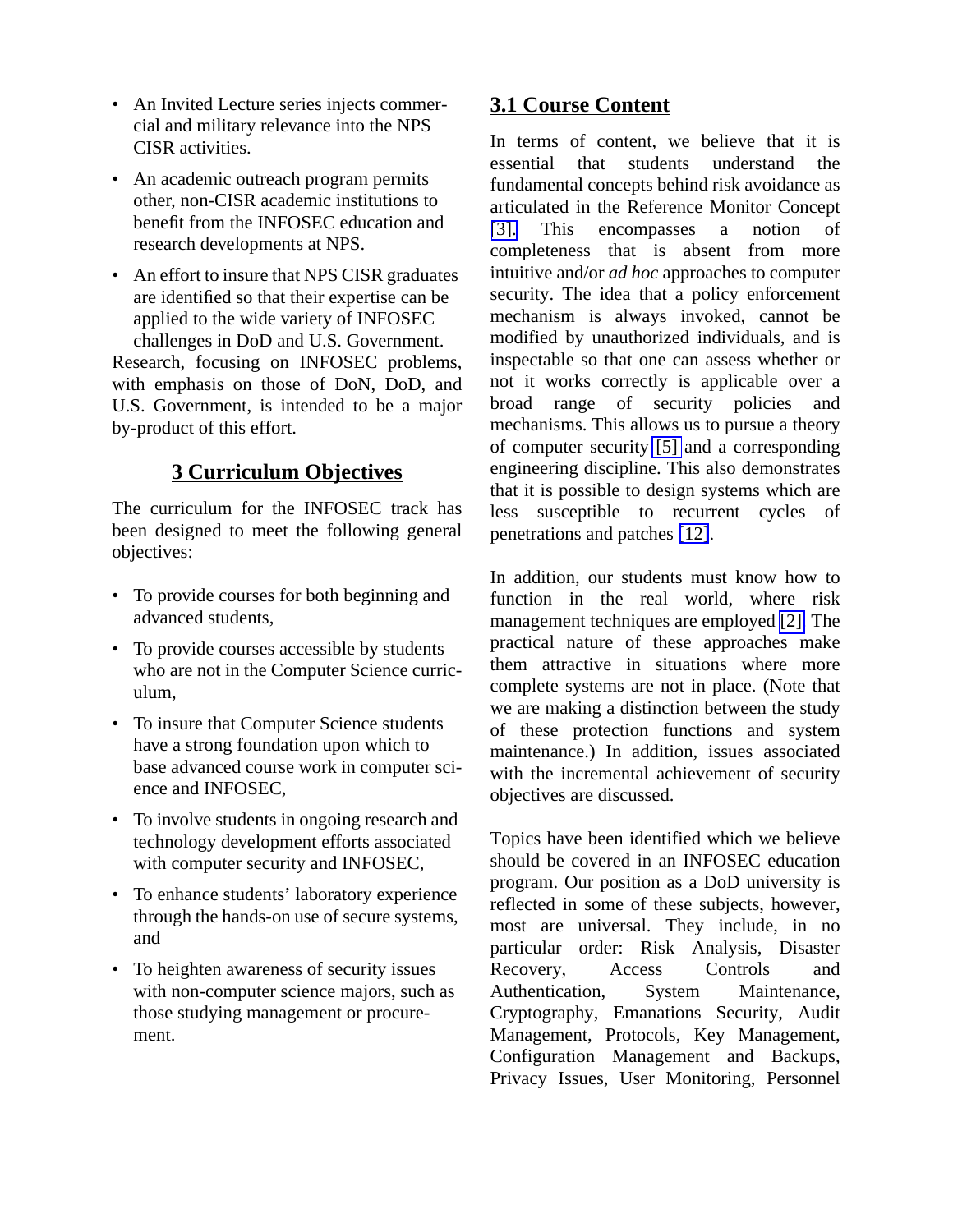- An Invited Lecture series injects commercial and military relevance into the NPS CISR activities.
- An academic outreach program permits other, non-CISR academic institutions to benefit from the INFOSEC education and research developments at NPS.
- An effort to insure that NPS CISR graduates are identified so that their expertise can be applied to the wide variety of INFOSEC challenges in DoD and U.S. Government.

Research, focusing on INFOSEC problems, with emphasis on those of DoN, DoD, and U.S. Government, is intended to be a major by-product of this effort.

## 3 Curriculum Objectives

The curriculum for the INFOSEC track has been designed to meet the following general objectives:

- To provide courses for both beginning and advanced students,
- To provide courses accessible by students who are not in the Computer Science curriculum,
- To insure that Computer Science students have a strong foundation upon which to base advanced course work in computer science and INFOSEC,
- To involve students in ongoing research and technology development efforts associated with computer security and INFOSEC,
- To enhance students' laboratory experience through the hands-on use of secure systems, and
- To heighten awareness of security issues with non-computer science majors, such as those studying management or procurement.

### 3.1 Course Content

In terms of content, we believe that it is essential that students understand the fundamental concepts behind risk avoidance as articulated in the Reference Monitor Concept [3]. This encompasses a notion of completeness that is absent from more intuitive and/or *ad hoc* approaches to computer security. The idea that a policy enforcement mechanism is always invoked, cannot be modified by unauthorized individuals, and is inspectable so that one can assess whether or not it works correctly is applicable over a broad range of security policies and mechanisms. This allows us to pursue a theory of computer security [5] and a corresponding engineering discipline. This also demonstrates that it is possible to design systems which are less susceptible to recurrent cycles of penetrations and patches [12].

In addition, our students must know how to function in the real world, where risk management techniques are employed [2]. The practical nature of these approaches make them attractive in situations where more complete systems are not in place. (Note that we are making a distinction between the study of these protection functions and system maintenance.) In addition, issues associated with the incremental achievement of security objectives are discussed.

Topics have been identified which we believe should be covered in an INFOSEC education program. Our position as a DoD university is reflected in some of these subjects, however, most are universal. They include, in no particular order: Risk Analysis, Disaster Recovery, Access Controls and Authentication, System Maintenance, Cryptography, Emanations Security, Audit Management, Protocols, Key Management, Configuration Management and Backups, Privacy Issues, User Monitoring, Personnel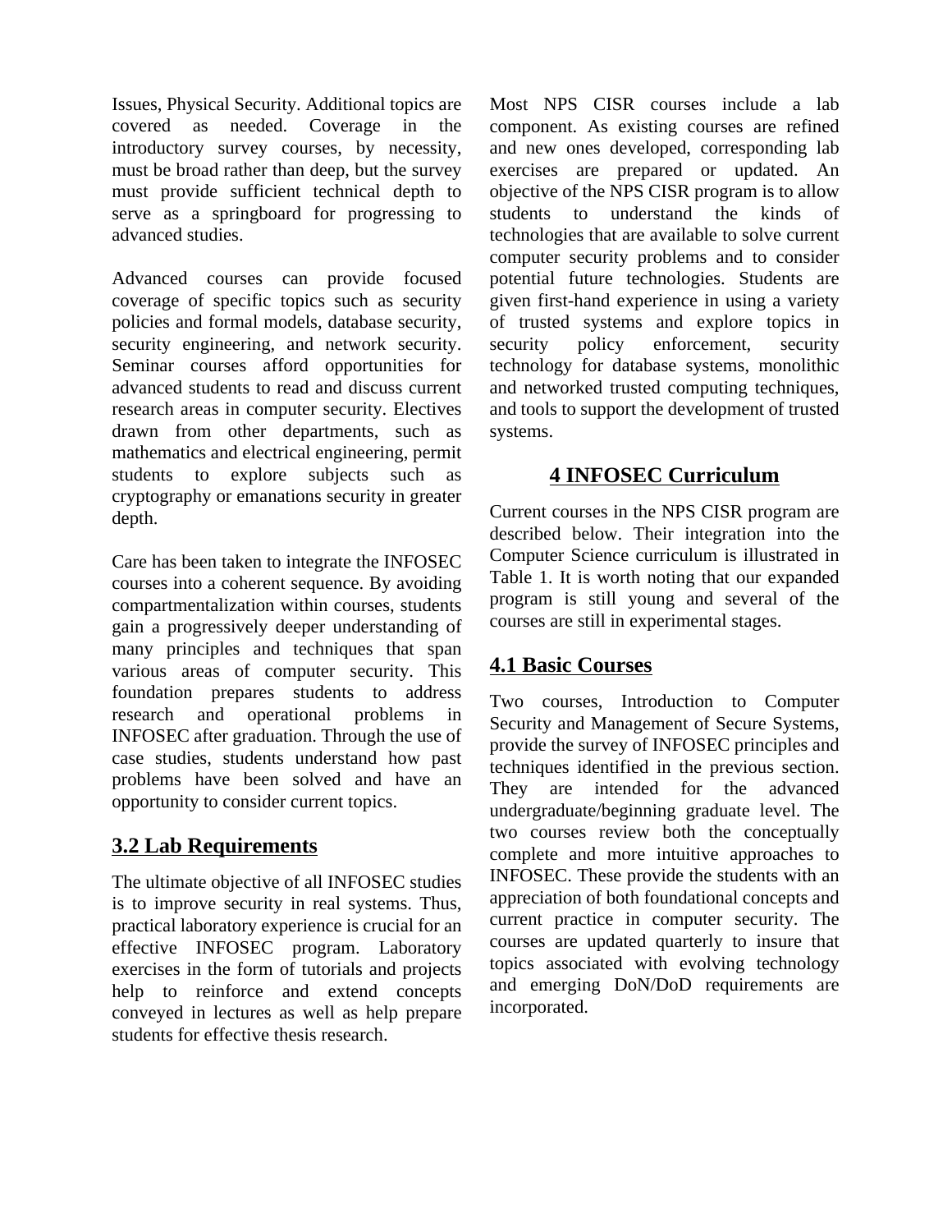Issues, Physical Security. Additional topics are covered as needed. Coverage in the introductory survey courses, by necessity, must be broad rather than deep, but the survey must provide sufficient technical depth to serve as a springboard for progressing to advanced studies.

Advanced courses can provide focused coverage of specific topics such as security policies and formal models, database security, security engineering, and network security. Seminar courses afford opportunities for advanced students to read and discuss current research areas in computer security. Electives drawn from other departments, such as mathematics and electrical engineering, permit students to explore subjects such as cryptography or emanations security in greater depth.

Care has been taken to integrate the INFOSEC courses into a coherent sequence. By avoiding compartmentalization within courses, students gain a progressively deeper understanding of many principles and techniques that span various areas of computer security. This foundation prepares students to address research and operational problems in INFOSEC after graduation. Through the use of case studies, students understand how past problems have been solved and have an opportunity to consider current topics.

## 3.2 Lab Requirements

The ultimate objective of all INFOSEC studies is to improve security in real systems. Thus, practical laboratory experience is crucial for an effective INFOSEC program. Laboratory exercises in the form of tutorials and projects help to reinforce and extend concepts conveyed in lectures as well as help prepare students for effective thesis research.

Most NPS CISR courses include a lab component. As existing courses are refined and new ones developed, corresponding lab exercises are prepared or updated. An objective of the NPS CISR program is to allow students to understand the kinds of technologies that are available to solve current computer security problems and to consider potential future technologies. Students are given first-hand experience in using a variety of trusted systems and explore topics in security policy enforcement, security technology for database systems, monolithic and networked trusted computing techniques, and tools to support the development of trusted systems.

# 4 INFOSEC Curriculum

Current courses in the NPS CISR program are described below. Their integration into the Computer Science curriculum is illustrated in Table 1. It is worth noting that our expanded program is still young and several of the courses are still in experimental stages.

## 4.1 Basic Courses

Two courses, Introduction to Computer Security and Management of Secure Systems, provide the survey of INFOSEC principles and techniques identified in the previous section. They are intended for the advanced undergraduate/beginning graduate level. The two courses review both the conceptually complete and more intuitive approaches to INFOSEC. These provide the students with an appreciation of both foundational concepts and current practice in computer security. The courses are updated quarterly to insure that topics associated with evolving technology and emerging DoN/DoD requirements are incorporated.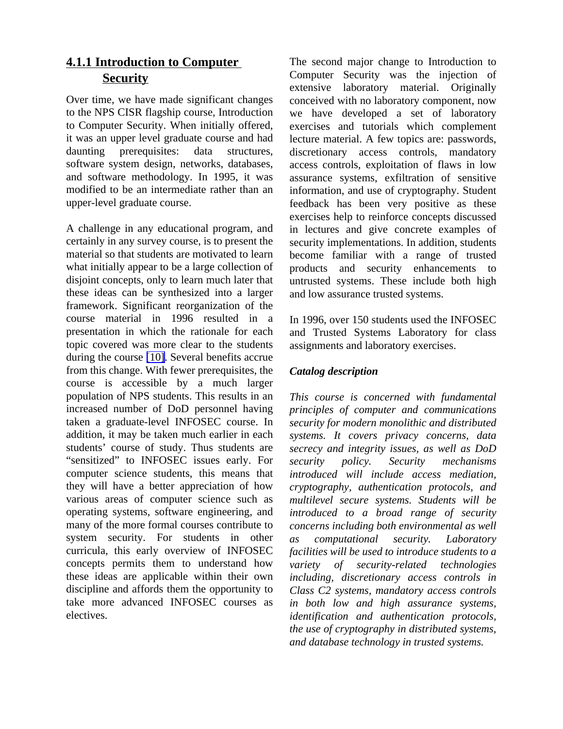### 4.1.1 Introduction to Computer Security

Over time, we have made significant changes to the NPS CISR flagship course, Introduction to Computer Security. When initially offered, it was an upper level graduate course and had daunting prerequisites: data structures, software system design, networks, databases, and software methodology. In 1995, it was modified to be an intermediate rather than an upper-level graduate course.

A challenge in any educational program, and certainly in any survey course, is to present the material so that students are motivated to learn what initially appear to be a large collection of disjoint concepts, only to learn much later that these ideas can be synthesized into a larger framework. Significant reorganization of the course material in 1996 resulted in a presentation in which the rationale for each topic covered was more clear to the students during the course [10]. Several benefits accrue from this change. With fewer prerequisites, the course is accessible by a much larger population of NPS students. This results in an increased number of DoD personnel having taken a graduate-level INFOSEC course. In addition, it may be taken much earlier in each students' course of study. Thus students are "sensitized" to INFOSEC issues early. For computer science students, this means that they will have a better appreciation of how various areas of computer science such as operating systems, software engineering, and many of the more formal courses contribute to system security. For students in other curricula, this early overview of INFOSEC concepts permits them to understand how these ideas are applicable within their own discipline and affords them the opportunity to take more advanced INFOSEC courses as electives.

The second major change to Introduction to Computer Security was the injection of extensive laboratory material. Originally conceived with no laboratory component, now we have developed a set of laboratory exercises and tutorials which complement lecture material. A few topics are: passwords, discretionary access controls, mandatory access controls, exploitation of flaws in low assurance systems, exfiltration of sensitive information, and use of cryptography. Student feedback has been very positive as these exercises help to reinforce concepts discussed in lectures and give concrete examples of security implementations. In addition, students become familiar with a range of trusted products and security enhancements to untrusted systems. These include both high and low assurance trusted systems.

In 1996, over 150 students used the INFOSEC and Trusted Systems Laboratory for class assignments and laboratory exercises.

***Catalog description***

*This course is concerned with fundamental principles of computer and communications security for modern monolithic and distributed systems. It covers privacy concerns, data secrecy and integrity issues, as well as DoD security policy. Security mechanisms introduced will include access mediation, cryptography, authentication protocols, and multilevel secure systems. Students will be introduced to a broad range of security concerns including both environmental as well as computational security. Laboratory facilities will be used to introduce students to a variety of security-related technologies including, discretionary access controls in Class C2 systems, mandatory access controls in both low and high assurance systems, identification and authentication protocols, the use of cryptography in distributed systems, and database technology in trusted systems.*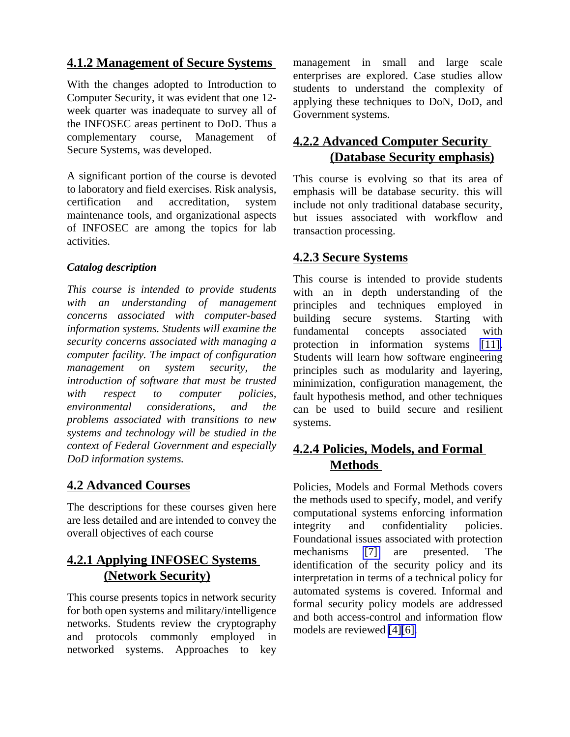### 4.1.2 Management of Secure Systems

With the changes adopted to Introduction to Computer Security, it was evident that one 12-week quarter was inadequate to survey all of the INFOSEC areas pertinent to DoD. Thus a complementary course, Management of Secure Systems, was developed.

A significant portion of the course is devoted to laboratory and field exercises. Risk analysis, certification and accreditation, system maintenance tools, and organizational aspects of INFOSEC are among the topics for lab activities.

***Catalog description***

*This course is intended to provide students with an understanding of management concerns associated with computer-based information systems. Students will examine the security concerns associated with managing a computer facility. The impact of configuration management on system security, the introduction of software that must be trusted with respect to computer policies, environmental considerations, and the problems associated with transitions to new systems and technology will be studied in the context of Federal Government and especially DoD information systems.*

## 4.2 Advanced Courses

The descriptions for these courses given here are less detailed and are intended to convey the overall objectives of each course

### 4.2.1 Applying INFOSEC Systems (Network Security)

This course presents topics in network security for both open systems and military/intelligence networks. Students review the cryptography and protocols commonly employed in networked systems. Approaches to key management in small and large scale enterprises are explored. Case studies allow students to understand the complexity of applying these techniques to DoN, DoD, and Government systems.

### 4.2.2 Advanced Computer Security (Database Security emphasis)

This course is evolving so that its area of emphasis will be database security. this will include not only traditional database security, but issues associated with workflow and transaction processing.

### 4.2.3 Secure Systems

This course is intended to provide students with an in depth understanding of the principles and techniques employed in building secure systems. Starting with fundamental concepts associated with protection in information systems [11]. Students will learn how software engineering principles such as modularity and layering, minimization, configuration management, the fault hypothesis method, and other techniques can be used to build secure and resilient systems.

### 4.2.4 Policies, Models, and Formal Methods

Policies, Models and Formal Methods covers the methods used to specify, model, and verify computational systems enforcing information integrity and confidentiality policies. Foundational issues associated with protection mechanisms [7] are presented. The identification of the security policy and its interpretation in terms of a technical policy for automated systems is covered. Informal and formal security policy models are addressed and both access-control and information flow models are reviewed [4][6].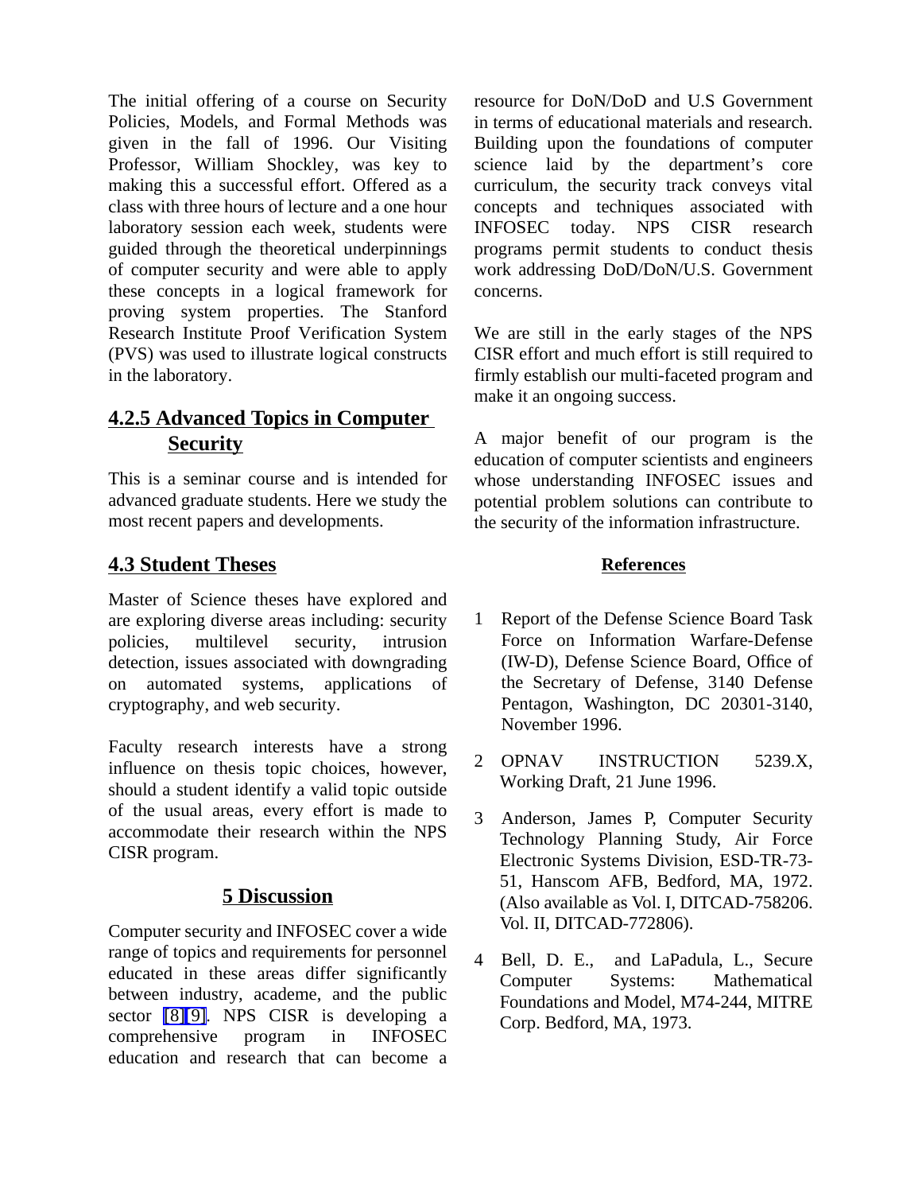The initial offering of a course on Security Policies, Models, and Formal Methods was given in the fall of 1996. Our Visiting Professor, William Shockley, was key to making this a successful effort. Offered as a class with three hours of lecture and a one hour laboratory session each week, students were guided through the theoretical underpinnings of computer security and were able to apply these concepts in a logical framework for proving system properties. The Stanford Research Institute Proof Verification System (PVS) was used to illustrate logical constructs in the laboratory.

### 4.2.5 Advanced Topics in Computer Security

This is a seminar course and is intended for advanced graduate students. Here we study the most recent papers and developments.

## 4.3 Student Theses

Master of Science theses have explored and are exploring diverse areas including: security policies, multilevel security, intrusion detection, issues associated with downgrading on automated systems, applications of cryptography, and web security.

Faculty research interests have a strong influence on thesis topic choices, however, should a student identify a valid topic outside of the usual areas, every effort is made to accommodate their research within the NPS CISR program.

## 5 Discussion

Computer security and INFOSEC cover a wide range of topics and requirements for personnel educated in these areas differ significantly between industry, academe, and the public sector [8][9]. NPS CISR is developing a comprehensive program in INFOSEC education and research that can become a resource for DoN/DoD and U.S Government in terms of educational materials and research. Building upon the foundations of computer science laid by the department's core curriculum, the security track conveys vital concepts and techniques associated with INFOSEC today. NPS CISR research programs permit students to conduct thesis work addressing DoD/DoN/U.S. Government concerns.

We are still in the early stages of the NPS CISR effort and much effort is still required to firmly establish our multi-faceted program and make it an ongoing success.

A major benefit of our program is the education of computer scientists and engineers whose understanding INFOSEC issues and potential problem solutions can contribute to the security of the information infrastructure.

## References

1 Report of the Defense Science Board Task Force on Information Warfare-Defense (IW-D), Defense Science Board, Office of the Secretary of Defense, 3140 Defense Pentagon, Washington, DC 20301-3140, November 1996.

2 OPNAV INSTRUCTION 5239.X, Working Draft, 21 June 1996.

3 Anderson, James P, Computer Security Technology Planning Study, Air Force Electronic Systems Division, ESD-TR-73-51, Hanscom AFB, Bedford, MA, 1972. (Also available as Vol. I, DITCAD-758206. Vol. II, DITCAD-772806).

4 Bell, D. E., and LaPadula, L., Secure Computer Systems: Mathematical Foundations and Model, M74-244, MITRE Corp. Bedford, MA, 1973.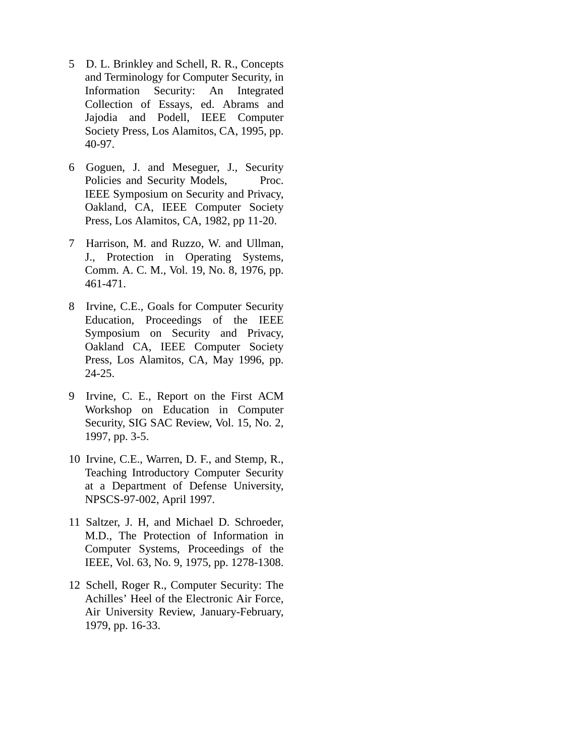5 D. L. Brinkley and Schell, R. R., Concepts and Terminology for Computer Security, in Information Security: An Integrated Collection of Essays, ed. Abrams and Jajodia and Podell, IEEE Computer Society Press, Los Alamitos, CA, 1995, pp. 40-97.

6 Goguen, J. and Meseguer, J., Security Policies and Security Models, Proc. IEEE Symposium on Security and Privacy, Oakland, CA, IEEE Computer Society Press, Los Alamitos, CA, 1982, pp 11-20.

7 Harrison, M. and Ruzzo, W. and Ullman, J., Protection in Operating Systems, Comm. A. C. M., Vol. 19, No. 8, 1976, pp. 461-471.

8 Irvine, C.E., Goals for Computer Security Education, Proceedings of the IEEE Symposium on Security and Privacy, Oakland CA, IEEE Computer Society Press, Los Alamitos, CA, May 1996, pp. 24-25.

9 Irvine, C. E., Report on the First ACM Workshop on Education in Computer Security, SIG SAC Review, Vol. 15, No. 2, 1997, pp. 3-5.

10 Irvine, C.E., Warren, D. F., and Stemp, R., Teaching Introductory Computer Security at a Department of Defense University, NPSCS-97-002, April 1997.

11 Saltzer, J. H, and Michael D. Schroeder, M.D., The Protection of Information in Computer Systems, Proceedings of the IEEE, Vol. 63, No. 9, 1975, pp. 1278-1308.

12 Schell, Roger R., Computer Security: The Achilles' Heel of the Electronic Air Force, Air University Review, January-February, 1979, pp. 16-33.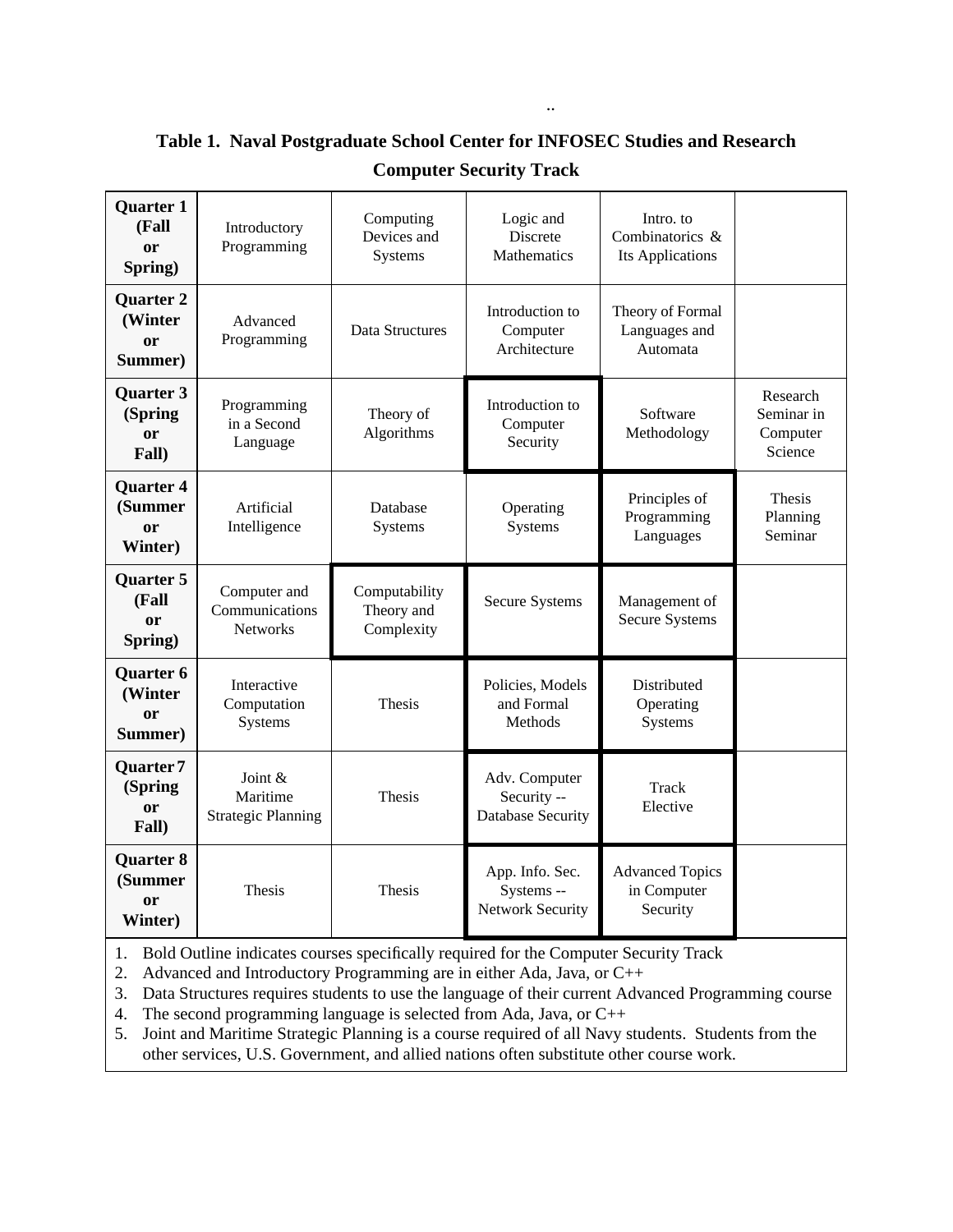..

**Table 1. Naval Postgraduate School Center for INFOSEC Studies and Research Computer Security Track**

| | | | | | |
|---|---|---|---|---|---|
| **Quarter 1 (Fall or Spring)** | Introductory Programming | Computing Devices and Systems | Logic and Discrete Mathematics | Intro. to Combinatorics & Its Applications | |
| **Quarter 2 (Winter or Summer)** | Advanced Programming | Data Structures | Introduction to Computer Architecture | Theory of Formal Languages and Automata | |
| **Quarter 3 (Spring or Fall)** | Programming in a Second Language | Theory of Algorithms | Introduction to Computer Security | Software Methodology | Research Seminar in Computer Science |
| **Quarter 4 (Summer or Winter)** | Artificial Intelligence | Database Systems | Operating Systems | Principles of Programming Languages | Thesis Planning Seminar |
| **Quarter 5 (Fall or Spring)** | Computer and Communications Networks | Computability Theory and Complexity | Secure Systems | Management of Secure Systems | |
| **Quarter 6 (Winter or Summer)** | Interactive Computation Systems | Thesis | Policies, Models and Formal Methods | Distributed Operating Systems | |
| **Quarter 7 (Spring or Fall)** | Joint & Maritime Strategic Planning | Thesis | Adv. Computer Security -- Database Security | Track Elective | |
| **Quarter 8 (Summer or Winter)** | Thesis | Thesis | App. Info. Sec. Systems -- Network Security | Advanced Topics in Computer Security | |

1. Bold Outline indicates courses specifically required for the Computer Security Track
2. Advanced and Introductory Programming are in either Ada, Java, or C++
3. Data Structures requires students to use the language of their current Advanced Programming course
4. The second programming language is selected from Ada, Java, or C++
5. Joint and Maritime Strategic Planning is a course required of all Navy students. Students from the other services, U.S. Government, and allied nations often substitute other course work.